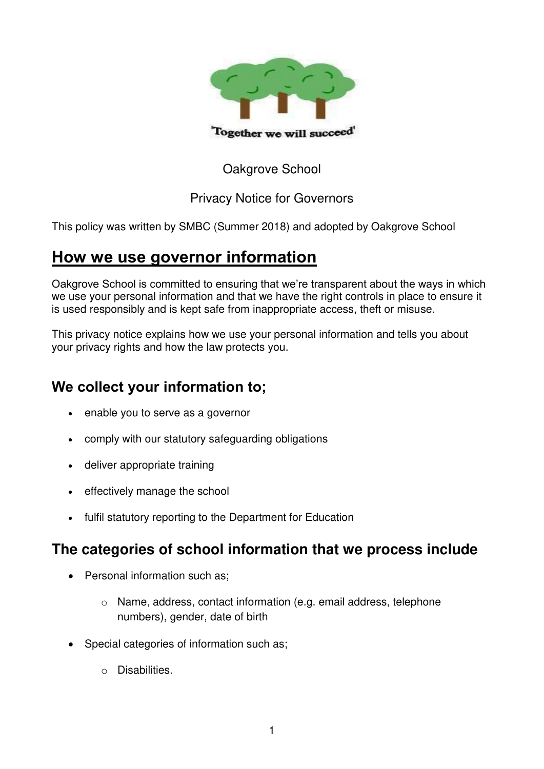'Together we will succeed'

Oakgrove School

Privacy Notice for Governors

This policy was written by SMBC (Summer 2018) and adopted by Oakgrove School

# How we use governor information

Oakgrove School is committed to ensuring that we're transparent about the ways in which we use your personal information and that we have the right controls in place to ensure it is used responsibly and is kept safe from inappropriate access, theft or misuse.

This privacy notice explains how we use your personal information and tells you about your privacy rights and how the law protects you.

## We collect your information to;

- enable you to serve as a governor
- comply with our statutory safeguarding obligations
- deliver appropriate training
- effectively manage the school
- fulfil statutory reporting to the Department for Education

## The categories of school information that we process include

- Personal information such as;
    - Name, address, contact information (e.g. email address, telephone numbers), gender, date of birth
- Special categories of information such as;
    - Disabilities.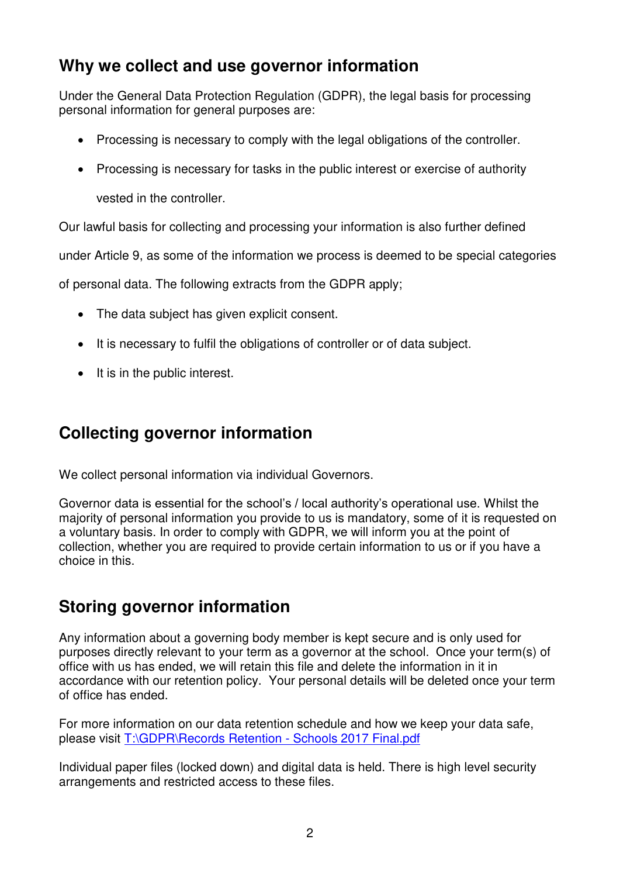## Why we collect and use governor information

Under the General Data Protection Regulation (GDPR), the legal basis for processing personal information for general purposes are:

- Processing is necessary to comply with the legal obligations of the controller.
- Processing is necessary for tasks in the public interest or exercise of authority vested in the controller.

Our lawful basis for collecting and processing your information is also further defined under Article 9, as some of the information we process is deemed to be special categories of personal data. The following extracts from the GDPR apply;

- The data subject has given explicit consent.
- It is necessary to fulfil the obligations of controller or of data subject.
- It is in the public interest.

## Collecting governor information

We collect personal information via individual Governors.

Governor data is essential for the school's / local authority's operational use. Whilst the majority of personal information you provide to us is mandatory, some of it is requested on a voluntary basis. In order to comply with GDPR, we will inform you at the point of collection, whether you are required to provide certain information to us or if you have a choice in this.

## Storing governor information

Any information about a governing body member is kept secure and is only used for purposes directly relevant to your term as a governor at the school. Once your term(s) of office with us has ended, we will retain this file and delete the information in it in accordance with our retention policy. Your personal details will be deleted once your term of office has ended.

For more information on our data retention schedule and how we keep your data safe, please visit T:\GDPR\Records Retention - Schools 2017 Final.pdf

Individual paper files (locked down) and digital data is held. There is high level security arrangements and restricted access to these files.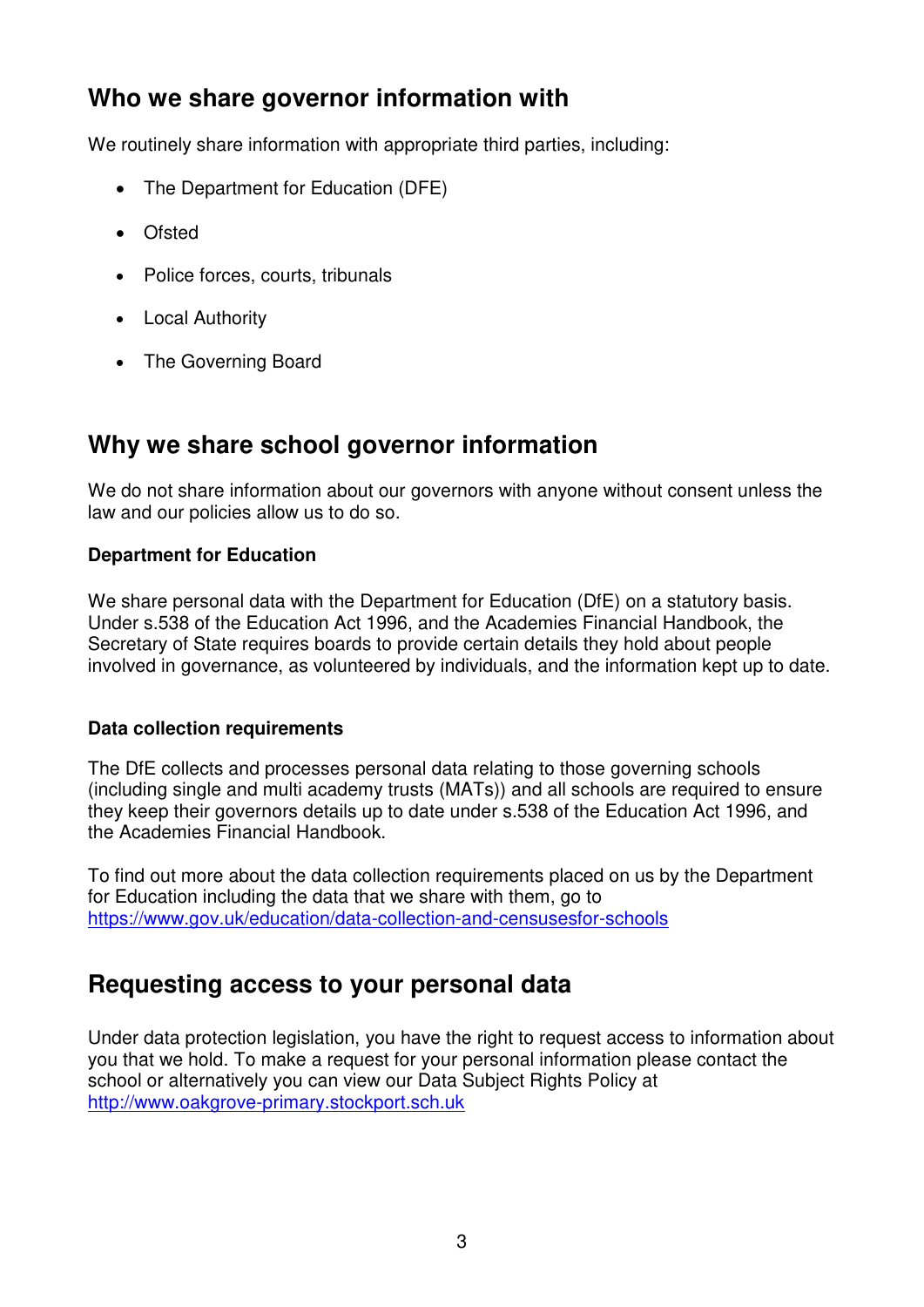## Who we share governor information with

We routinely share information with appropriate third parties, including:

- The Department for Education (DFE)
- Ofsted
- Police forces, courts, tribunals
- Local Authority
- The Governing Board

## Why we share school governor information

We do not share information about our governors with anyone without consent unless the law and our policies allow us to do so.

**Department for Education**

We share personal data with the Department for Education (DfE) on a statutory basis. Under s.538 of the Education Act 1996, and the Academies Financial Handbook, the Secretary of State requires boards to provide certain details they hold about people involved in governance, as volunteered by individuals, and the information kept up to date.

**Data collection requirements**

The DfE collects and processes personal data relating to those governing schools (including single and multi academy trusts (MATs)) and all schools are required to ensure they keep their governors details up to date under s.538 of the Education Act 1996, and the Academies Financial Handbook.

To find out more about the data collection requirements placed on us by the Department for Education including the data that we share with them, go to [https://www.gov.uk/education/data-collection-and-censusesfor-schools](https://www.gov.uk/education/data-collection-and-censusesfor-schools)

## Requesting access to your personal data

Under data protection legislation, you have the right to request access to information about you that we hold. To make a request for your personal information please contact the school or alternatively you can view our Data Subject Rights Policy at [http://www.oakgrove-primary.stockport.sch.uk](http://www.oakgrove-primary.stockport.sch.uk)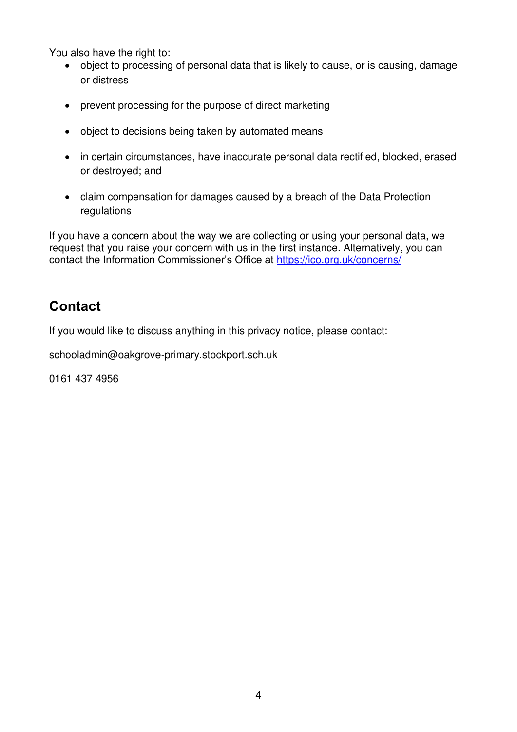You also have the right to:

- object to processing of personal data that is likely to cause, or is causing, damage or distress
- prevent processing for the purpose of direct marketing
- object to decisions being taken by automated means
- in certain circumstances, have inaccurate personal data rectified, blocked, erased or destroyed; and
- claim compensation for damages caused by a breach of the Data Protection regulations

If you have a concern about the way we are collecting or using your personal data, we request that you raise your concern with us in the first instance. Alternatively, you can contact the Information Commissioner's Office at https://ico.org.uk/concerns/

## Contact

If you would like to discuss anything in this privacy notice, please contact:

schooladmin@oakgrove-primary.stockport.sch.uk

0161 437 4956